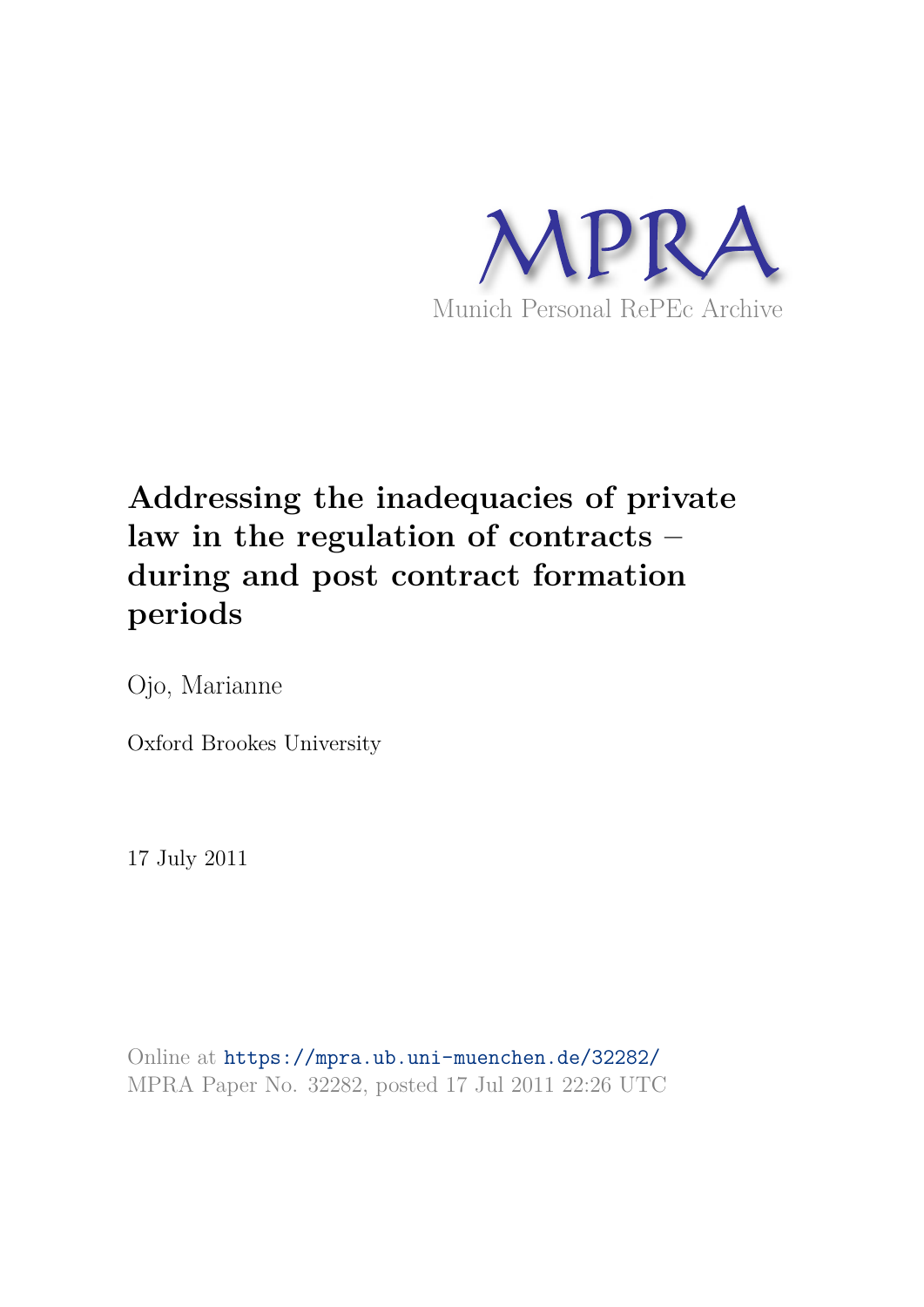MPRA

Munich Personal RePEc Archive

# Addressing the inadequacies of private law in the regulation of contracts – during and post contract formation periods

Ojo, Marianne

Oxford Brookes University

17 July 2011

Online at https://mpra.ub.uni-muenchen.de/32282/
MPRA Paper No. 32282, posted 17 Jul 2011 22:26 UTC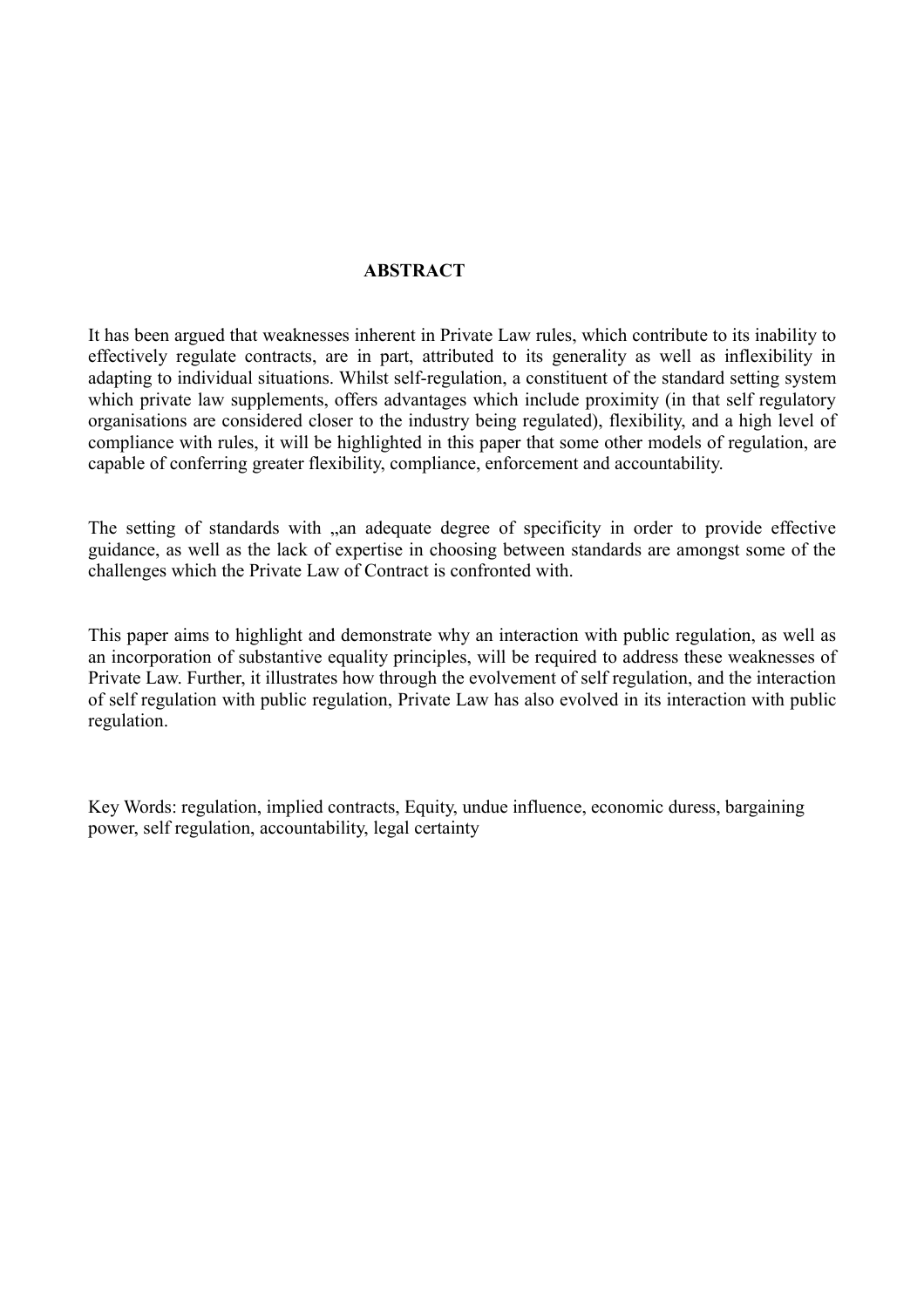## ABSTRACT

It has been argued that weaknesses inherent in Private Law rules, which contribute to its inability to effectively regulate contracts, are in part, attributed to its generality as well as inflexibility in adapting to individual situations. Whilst self-regulation, a constituent of the standard setting system which private law supplements, offers advantages which include proximity (in that self regulatory organisations are considered closer to the industry being regulated), flexibility, and a high level of compliance with rules, it will be highlighted in this paper that some other models of regulation, are capable of conferring greater flexibility, compliance, enforcement and accountability.

The setting of standards with „an adequate degree of specificity in order to provide effective guidance, as well as the lack of expertise in choosing between standards are amongst some of the challenges which the Private Law of Contract is confronted with.

This paper aims to highlight and demonstrate why an interaction with public regulation, as well as an incorporation of substantive equality principles, will be required to address these weaknesses of Private Law. Further, it illustrates how through the evolvement of self regulation, and the interaction of self regulation with public regulation, Private Law has also evolved in its interaction with public regulation.

Key Words: regulation, implied contracts, Equity, undue influence, economic duress, bargaining power, self regulation, accountability, legal certainty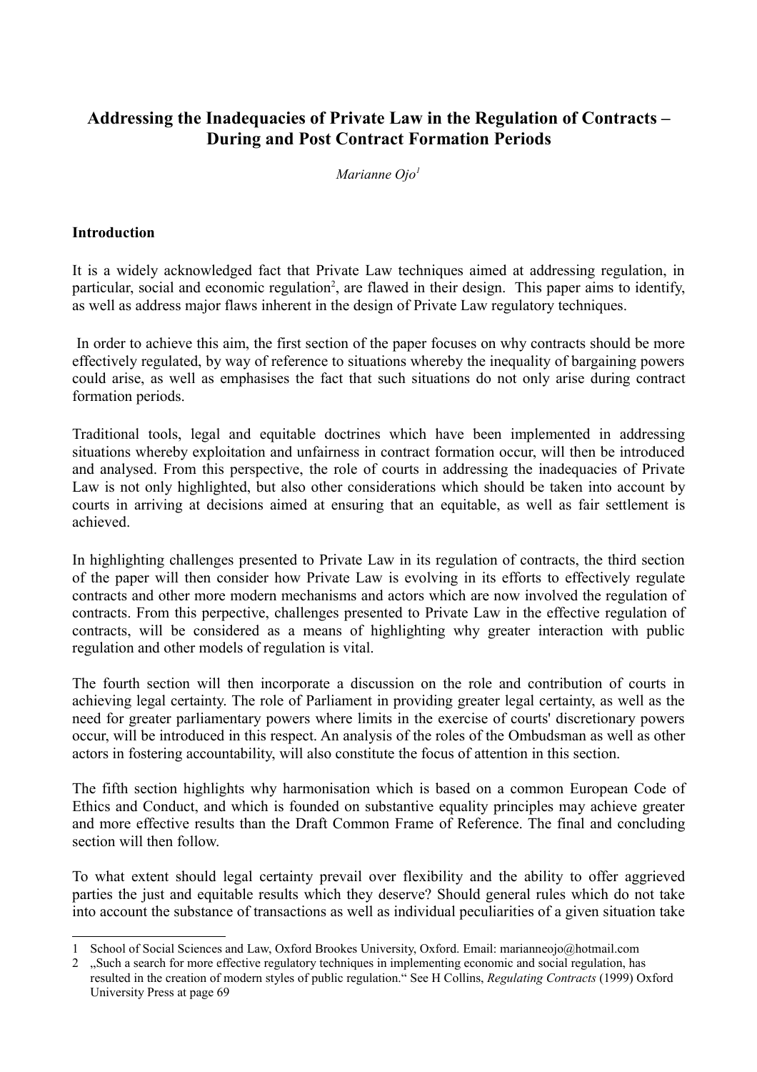# Addressing the Inadequacies of Private Law in the Regulation of Contracts – During and Post Contract Formation Periods

*Marianne Ojo*[1]

**Introduction**

It is a widely acknowledged fact that Private Law techniques aimed at addressing regulation, in particular, social and economic regulation[2], are flawed in their design. This paper aims to identify, as well as address major flaws inherent in the design of Private Law regulatory techniques.

In order to achieve this aim, the first section of the paper focuses on why contracts should be more effectively regulated, by way of reference to situations whereby the inequality of bargaining powers could arise, as well as emphasises the fact that such situations do not only arise during contract formation periods.

Traditional tools, legal and equitable doctrines which have been implemented in addressing situations whereby exploitation and unfairness in contract formation occur, will then be introduced and analysed. From this perspective, the role of courts in addressing the inadequacies of Private Law is not only highlighted, but also other considerations which should be taken into account by courts in arriving at decisions aimed at ensuring that an equitable, as well as fair settlement is achieved.

In highlighting challenges presented to Private Law in its regulation of contracts, the third section of the paper will then consider how Private Law is evolving in its efforts to effectively regulate contracts and other more modern mechanisms and actors which are now involved the regulation of contracts. From this perpective, challenges presented to Private Law in the effective regulation of contracts, will be considered as a means of highlighting why greater interaction with public regulation and other models of regulation is vital.

The fourth section will then incorporate a discussion on the role and contribution of courts in achieving legal certainty. The role of Parliament in providing greater legal certainty, as well as the need for greater parliamentary powers where limits in the exercise of courts' discretionary powers occur, will be introduced in this respect. An analysis of the roles of the Ombudsman as well as other actors in fostering accountability, will also constitute the focus of attention in this section.

The fifth section highlights why harmonisation which is based on a common European Code of Ethics and Conduct, and which is founded on substantive equality principles may achieve greater and more effective results than the Draft Common Frame of Reference. The final and concluding section will then follow.

To what extent should legal certainty prevail over flexibility and the ability to offer aggrieved parties the just and equitable results which they deserve? Should general rules which do not take into account the substance of transactions as well as individual peculiarities of a given situation take

---

1 School of Social Sciences and Law, Oxford Brookes University, Oxford. Email: marianneojo@hotmail.com

2 „Such a search for more effective regulatory techniques in implementing economic and social regulation, has resulted in the creation of modern styles of public regulation." See H Collins, *Regulating Contracts* (1999) Oxford University Press at page 69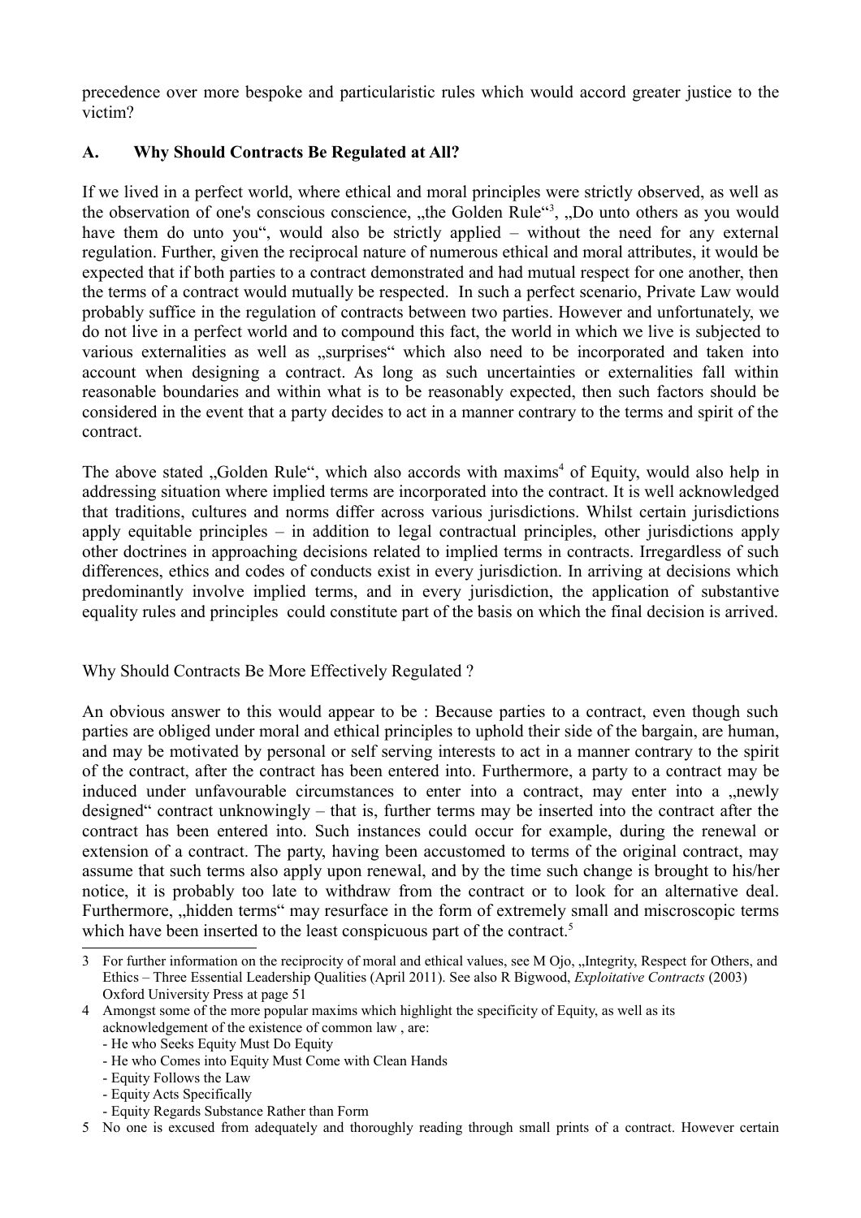precedence over more bespoke and particularistic rules which would accord greater justice to the victim?

## A. Why Should Contracts Be Regulated at All?

If we lived in a perfect world, where ethical and moral principles were strictly observed, as well as the observation of one's conscious conscience, „the Golden Rule“[3], „Do unto others as you would have them do unto you“, would also be strictly applied – without the need for any external regulation. Further, given the reciprocal nature of numerous ethical and moral attributes, it would be expected that if both parties to a contract demonstrated and had mutual respect for one another, then the terms of a contract would mutually be respected. In such a perfect scenario, Private Law would probably suffice in the regulation of contracts between two parties. However and unfortunately, we do not live in a perfect world and to compound this fact, the world in which we live is subjected to various externalities as well as „surprises“ which also need to be incorporated and taken into account when designing a contract. As long as such uncertainties or externalities fall within reasonable boundaries and within what is to be reasonably expected, then such factors should be considered in the event that a party decides to act in a manner contrary to the terms and spirit of the contract.

The above stated „Golden Rule“, which also accords with maxims[4] of Equity, would also help in addressing situation where implied terms are incorporated into the contract. It is well acknowledged that traditions, cultures and norms differ across various jurisdictions. Whilst certain jurisdictions apply equitable principles – in addition to legal contractual principles, other jurisdictions apply other doctrines in approaching decisions related to implied terms in contracts. Irregardless of such differences, ethics and codes of conducts exist in every jurisdiction. In arriving at decisions which predominantly involve implied terms, and in every jurisdiction, the application of substantive equality rules and principles could constitute part of the basis on which the final decision is arrived.

Why Should Contracts Be More Effectively Regulated ?

An obvious answer to this would appear to be : Because parties to a contract, even though such parties are obliged under moral and ethical principles to uphold their side of the bargain, are human, and may be motivated by personal or self serving interests to act in a manner contrary to the spirit of the contract, after the contract has been entered into. Furthermore, a party to a contract may be induced under unfavourable circumstances to enter into a contract, may enter into a „newly designed“ contract unknowingly – that is, further terms may be inserted into the contract after the contract has been entered into. Such instances could occur for example, during the renewal or extension of a contract. The party, having been accustomed to terms of the original contract, may assume that such terms also apply upon renewal, and by the time such change is brought to his/her notice, it is probably too late to withdraw from the contract or to look for an alternative deal. Furthermore, „hidden terms“ may resurface in the form of extremely small and miscroscopic terms which have been inserted to the least conspicuous part of the contract.[5]

---

3 For further information on the reciprocity of moral and ethical values, see M Ojo, „Integrity, Respect for Others, and Ethics – Three Essential Leadership Qualities (April 2011). See also R Bigwood, *Exploitative Contracts* (2003) Oxford University Press at page 51

4 Amongst some of the more popular maxims which highlight the specificity of Equity, as well as its acknowledgement of the existence of common law , are:
- He who Seeks Equity Must Do Equity
- He who Comes into Equity Must Come with Clean Hands
- Equity Follows the Law
- Equity Acts Specifically
- Equity Regards Substance Rather than Form

5 No one is excused from adequately and thoroughly reading through small prints of a contract. However certain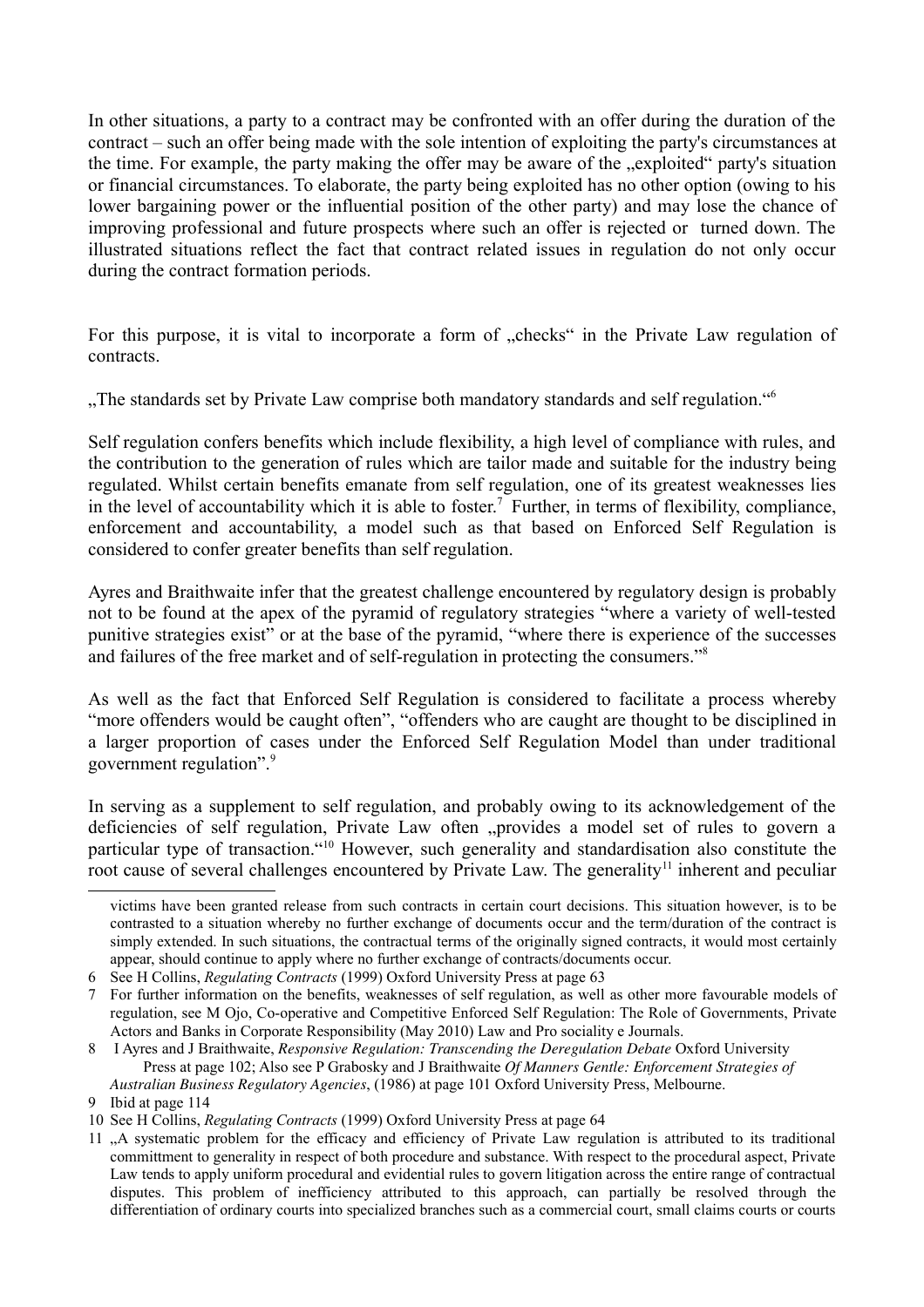In other situations, a party to a contract may be confronted with an offer during the duration of the contract – such an offer being made with the sole intention of exploiting the party's circumstances at the time. For example, the party making the offer may be aware of the „exploited" party's situation or financial circumstances. To elaborate, the party being exploited has no other option (owing to his lower bargaining power or the influential position of the other party) and may lose the chance of improving professional and future prospects where such an offer is rejected or turned down. The illustrated situations reflect the fact that contract related issues in regulation do not only occur during the contract formation periods.

For this purpose, it is vital to incorporate a form of „checks" in the Private Law regulation of contracts.

„The standards set by Private Law comprise both mandatory standards and self regulation."[6]

Self regulation confers benefits which include flexibility, a high level of compliance with rules, and the contribution to the generation of rules which are tailor made and suitable for the industry being regulated. Whilst certain benefits emanate from self regulation, one of its greatest weaknesses lies in the level of accountability which it is able to foster.[7] Further, in terms of flexibility, compliance, enforcement and accountability, a model such as that based on Enforced Self Regulation is considered to confer greater benefits than self regulation.

Ayres and Braithwaite infer that the greatest challenge encountered by regulatory design is probably not to be found at the apex of the pyramid of regulatory strategies "where a variety of well-tested punitive strategies exist" or at the base of the pyramid, "where there is experience of the successes and failures of the free market and of self-regulation in protecting the consumers."[8]

As well as the fact that Enforced Self Regulation is considered to facilitate a process whereby "more offenders would be caught often", "offenders who are caught are thought to be disciplined in a larger proportion of cases under the Enforced Self Regulation Model than under traditional government regulation".[9]

In serving as a supplement to self regulation, and probably owing to its acknowledgement of the deficiencies of self regulation, Private Law often „provides a model set of rules to govern a particular type of transaction."[10] However, such generality and standardisation also constitute the root cause of several challenges encountered by Private Law. The generality[11] inherent and peculiar

---

victims have been granted release from such contracts in certain court decisions. This situation however, is to be contrasted to a situation whereby no further exchange of documents occur and the term/duration of the contract is simply extended. In such situations, the contractual terms of the originally signed contracts, it would most certainly appear, should continue to apply where no further exchange of contracts/documents occur.

6 See H Collins, *Regulating Contracts* (1999) Oxford University Press at page 63

7 For further information on the benefits, weaknesses of self regulation, as well as other more favourable models of regulation, see M Ojo, Co-operative and Competitive Enforced Self Regulation: The Role of Governments, Private Actors and Banks in Corporate Responsibility (May 2010) Law and Pro sociality e Journals.

8 I Ayres and J Braithwaite, *Responsive Regulation: Transcending the Deregulation Debate* Oxford University Press at page 102; Also see P Grabosky and J Braithwaite *Of Manners Gentle: Enforcement Strategies of Australian Business Regulatory Agencies*, (1986) at page 101 Oxford University Press, Melbourne.

9 Ibid at page 114

10 See H Collins, *Regulating Contracts* (1999) Oxford University Press at page 64

11 „A systematic problem for the efficacy and efficiency of Private Law regulation is attributed to its traditional committment to generality in respect of both procedure and substance. With respect to the procedural aspect, Private Law tends to apply uniform procedural and evidential rules to govern litigation across the entire range of contractual disputes. This problem of inefficiency attributed to this approach, can partially be resolved through the differentiation of ordinary courts into specialized branches such as a commercial court, small claims courts or courts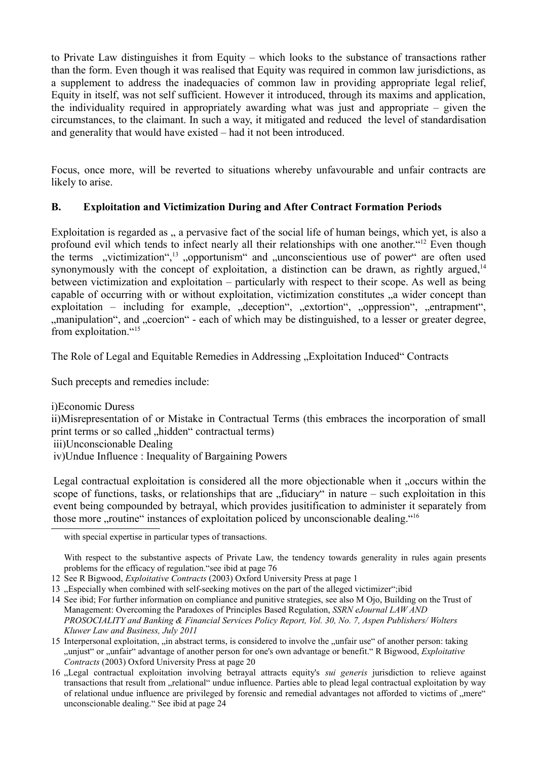to Private Law distinguishes it from Equity – which looks to the substance of transactions rather than the form. Even though it was realised that Equity was required in common law jurisdictions, as a supplement to address the inadequacies of common law in providing appropriate legal relief, Equity in itself, was not self sufficient. However it introduced, through its maxims and application, the individuality required in appropriately awarding what was just and appropriate – given the circumstances, to the claimant. In such a way, it mitigated and reduced the level of standardisation and generality that would have existed – had it not been introduced.

Focus, once more, will be reverted to situations whereby unfavourable and unfair contracts are likely to arise.

### B. Exploitation and Victimization During and After Contract Formation Periods

Exploitation is regarded as „ a pervasive fact of the social life of human beings, which yet, is also a profound evil which tends to infect nearly all their relationships with one another."[12] Even though the terms „victimization",[13] „opportunism" and „unconscientious use of power" are often used synonymously with the concept of exploitation, a distinction can be drawn, as rightly argued,[14] between victimization and exploitation – particularly with respect to their scope. As well as being capable of occurring with or without exploitation, victimization constitutes „a wider concept than exploitation – including for example, „deception", „extortion", „oppression", „entrapment", „manipulation", and „coercion" - each of which may be distinguished, to a lesser or greater degree, from exploitation."[15]

The Role of Legal and Equitable Remedies in Addressing „Exploitation Induced" Contracts

Such precepts and remedies include:

i)Economic Duress
ii)Misrepresentation of or Mistake in Contractual Terms (this embraces the incorporation of small print terms or so called „hidden" contractual terms)
iii)Unconscionable Dealing
iv)Undue Influence : Inequality of Bargaining Powers

Legal contractual exploitation is considered all the more objectionable when it „occurs within the scope of functions, tasks, or relationships that are „fiduciary" in nature – such exploitation in this event being compounded by betrayal, which provides jusitification to administer it separately from those more „routine" instances of exploitation policed by unconscionable dealing."[16]

---

with special expertise in particular types of transactions.

With respect to the substantive aspects of Private Law, the tendency towards generality in rules again presents problems for the efficacy of regulation."see ibid at page 76

12 See R Bigwood, *Exploitative Contracts* (2003) Oxford University Press at page 1

13 „Especially when combined with self-seeking motives on the part of the alleged victimizer";ibid

14 See ibid; For further information on compliance and punitive strategies, see also M Ojo, Building on the Trust of Management: Overcoming the Paradoxes of Principles Based Regulation, *SSRN eJournal LAW AND PROSOCIALITY and Banking & Financial Services Policy Report, Vol. 30, No. 7, Aspen Publishers/ Wolters Kluwer Law and Business, July 2011*

15 Interpersonal exploitation, „in abstract terms, is considered to involve the „unfair use" of another person: taking „unjust" or „unfair" advantage of another person for one's own advantage or benefit." R Bigwood, *Exploitative Contracts* (2003) Oxford University Press at page 20

16 „Legal contractual exploitation involving betrayal attracts equity's *sui generis* jurisdiction to relieve against transactions that result from „relational" undue influence. Parties able to plead legal contractual exploitation by way of relational undue influence are privileged by forensic and remedial advantages not afforded to victims of „mere" unconscionable dealing." See ibid at page 24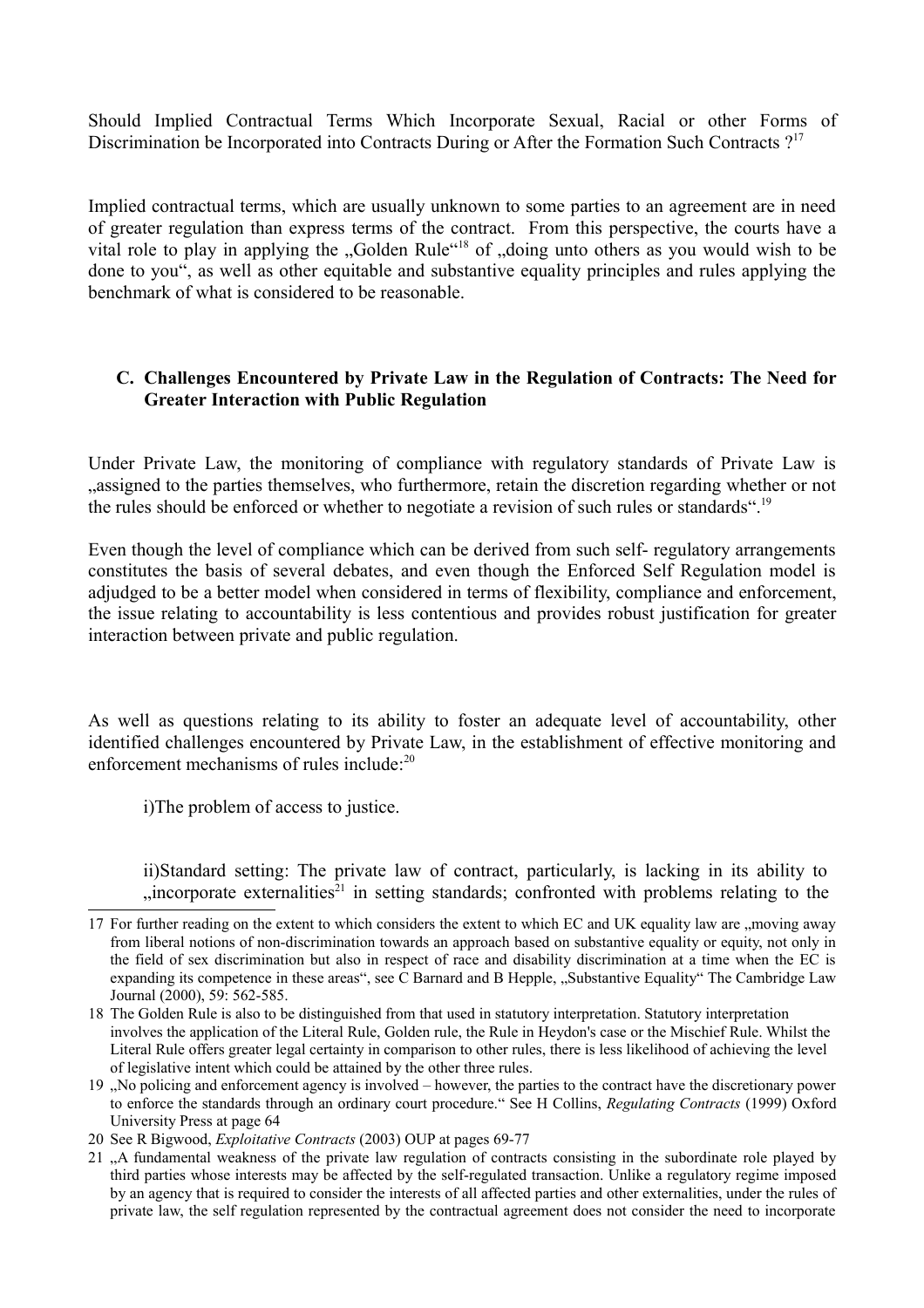Should Implied Contractual Terms Which Incorporate Sexual, Racial or other Forms of Discrimination be Incorporated into Contracts During or After the Formation Such Contracts ?[17]

Implied contractual terms, which are usually unknown to some parties to an agreement are in need of greater regulation than express terms of the contract. From this perspective, the courts have a vital role to play in applying the „Golden Rule“[18] of „doing unto others as you would wish to be done to you“, as well as other equitable and substantive equality principles and rules applying the benchmark of what is considered to be reasonable.

### C. Challenges Encountered by Private Law in the Regulation of Contracts: The Need for Greater Interaction with Public Regulation

Under Private Law, the monitoring of compliance with regulatory standards of Private Law is „assigned to the parties themselves, who furthermore, retain the discretion regarding whether or not the rules should be enforced or whether to negotiate a revision of such rules or standards“.[19]

Even though the level of compliance which can be derived from such self- regulatory arrangements constitutes the basis of several debates, and even though the Enforced Self Regulation model is adjudged to be a better model when considered in terms of flexibility, compliance and enforcement, the issue relating to accountability is less contentious and provides robust justification for greater interaction between private and public regulation.

As well as questions relating to its ability to foster an adequate level of accountability, other identified challenges encountered by Private Law, in the establishment of effective monitoring and enforcement mechanisms of rules include:[20]

i)The problem of access to justice.

ii)Standard setting: The private law of contract, particularly, is lacking in its ability to „incorporate externalities[21] in setting standards; confronted with problems relating to the

---

17 For further reading on the extent to which considers the extent to which EC and UK equality law are „moving away from liberal notions of non-discrimination towards an approach based on substantive equality or equity, not only in the field of sex discrimination but also in respect of race and disability discrimination at a time when the EC is expanding its competence in these areas“, see C Barnard and B Hepple, „Substantive Equality“ The Cambridge Law Journal (2000), 59: 562-585.

18 The Golden Rule is also to be distinguished from that used in statutory interpretation. Statutory interpretation involves the application of the Literal Rule, Golden rule, the Rule in Heydon's case or the Mischief Rule. Whilst the Literal Rule offers greater legal certainty in comparison to other rules, there is less likelihood of achieving the level of legislative intent which could be attained by the other three rules.

19 „No policing and enforcement agency is involved – however, the parties to the contract have the discretionary power to enforce the standards through an ordinary court procedure.“ See H Collins, *Regulating Contracts* (1999) Oxford University Press at page 64

20 See R Bigwood, *Exploitative Contracts* (2003) OUP at pages 69-77

21 „A fundamental weakness of the private law regulation of contracts consisting in the subordinate role played by third parties whose interests may be affected by the self-regulated transaction. Unlike a regulatory regime imposed by an agency that is required to consider the interests of all affected parties and other externalities, under the rules of private law, the self regulation represented by the contractual agreement does not consider the need to incorporate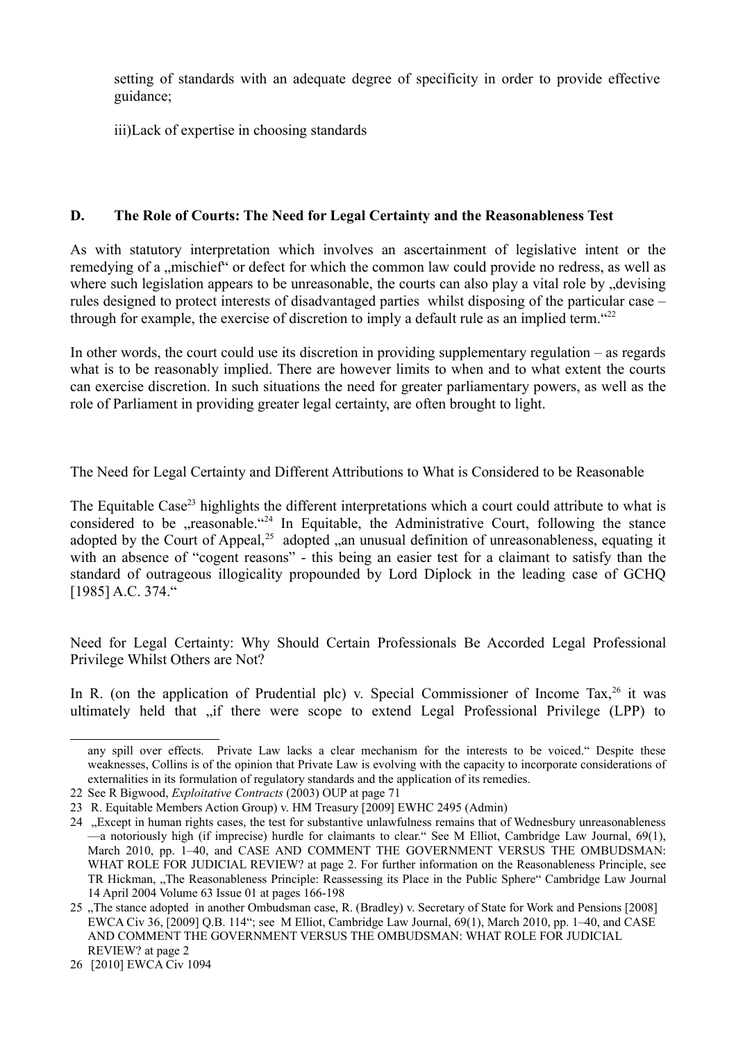setting of standards with an adequate degree of specificity in order to provide effective guidance;

iii)Lack of expertise in choosing standards

## D. The Role of Courts: The Need for Legal Certainty and the Reasonableness Test

As with statutory interpretation which involves an ascertainment of legislative intent or the remedying of a „mischief" or defect for which the common law could provide no redress, as well as where such legislation appears to be unreasonable, the courts can also play a vital role by „devising rules designed to protect interests of disadvantaged parties whilst disposing of the particular case – through for example, the exercise of discretion to imply a default rule as an implied term."[22]

In other words, the court could use its discretion in providing supplementary regulation – as regards what is to be reasonably implied. There are however limits to when and to what extent the courts can exercise discretion. In such situations the need for greater parliamentary powers, as well as the role of Parliament in providing greater legal certainty, are often brought to light.

The Need for Legal Certainty and Different Attributions to What is Considered to be Reasonable

The Equitable Case[23] highlights the different interpretations which a court could attribute to what is considered to be „reasonable."[24] In Equitable, the Administrative Court, following the stance adopted by the Court of Appeal,[25] adopted „an unusual definition of unreasonableness, equating it with an absence of "cogent reasons" - this being an easier test for a claimant to satisfy than the standard of outrageous illogicality propounded by Lord Diplock in the leading case of GCHQ [1985] A.C. 374."

Need for Legal Certainty: Why Should Certain Professionals Be Accorded Legal Professional Privilege Whilst Others are Not?

In R. (on the application of Prudential plc) v. Special Commissioner of Income Tax,[26] it was ultimately held that „if there were scope to extend Legal Professional Privilege (LPP) to

---

any spill over effects. Private Law lacks a clear mechanism for the interests to be voiced." Despite these weaknesses, Collins is of the opinion that Private Law is evolving with the capacity to incorporate considerations of externalities in its formulation of regulatory standards and the application of its remedies.

22 See R Bigwood, *Exploitative Contracts* (2003) OUP at page 71

23 R. Equitable Members Action Group) v. HM Treasury [2009] EWHC 2495 (Admin)

24 „Except in human rights cases, the test for substantive unlawfulness remains that of Wednesbury unreasonableness —a notoriously high (if imprecise) hurdle for claimants to clear." See M Elliot, Cambridge Law Journal, 69(1), March 2010, pp. 1–40, and CASE AND COMMENT THE GOVERNMENT VERSUS THE OMBUDSMAN: WHAT ROLE FOR JUDICIAL REVIEW? at page 2. For further information on the Reasonableness Principle, see TR Hickman, „The Reasonableness Principle: Reassessing its Place in the Public Sphere" Cambridge Law Journal 14 April 2004 Volume 63 Issue 01 at pages 166-198

25 „The stance adopted in another Ombudsman case, R. (Bradley) v. Secretary of State for Work and Pensions [2008] EWCA Civ 36, [2009] Q.B. 114"; see M Elliot, Cambridge Law Journal, 69(1), March 2010, pp. 1–40, and CASE AND COMMENT THE GOVERNMENT VERSUS THE OMBUDSMAN: WHAT ROLE FOR JUDICIAL REVIEW? at page 2

26 [2010] EWCA Civ 1094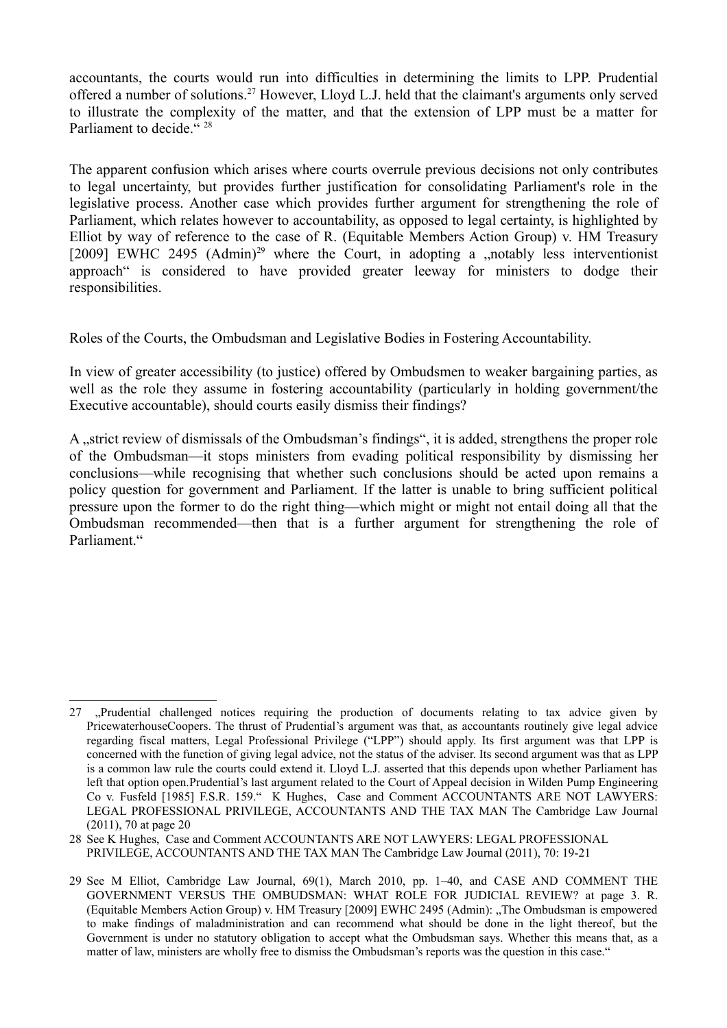accountants, the courts would run into difficulties in determining the limits to LPP. Prudential offered a number of solutions.[27] However, Lloyd L.J. held that the claimant's arguments only served to illustrate the complexity of the matter, and that the extension of LPP must be a matter for Parliament to decide.“ [28]

The apparent confusion which arises where courts overrule previous decisions not only contributes to legal uncertainty, but provides further justification for consolidating Parliament's role in the legislative process. Another case which provides further argument for strengthening the role of Parliament, which relates however to accountability, as opposed to legal certainty, is highlighted by Elliot by way of reference to the case of R. (Equitable Members Action Group) v. HM Treasury [2009] EWHC 2495 (Admin)[29] where the Court, in adopting a „notably less interventionist approach“ is considered to have provided greater leeway for ministers to dodge their responsibilities.

Roles of the Courts, the Ombudsman and Legislative Bodies in Fostering Accountability.

In view of greater accessibility (to justice) offered by Ombudsmen to weaker bargaining parties, as well as the role they assume in fostering accountability (particularly in holding government/the Executive accountable), should courts easily dismiss their findings?

A „strict review of dismissals of the Ombudsman’s findings“, it is added, strengthens the proper role of the Ombudsman—it stops ministers from evading political responsibility by dismissing her conclusions—while recognising that whether such conclusions should be acted upon remains a policy question for government and Parliament. If the latter is unable to bring sufficient political pressure upon the former to do the right thing—which might or might not entail doing all that the Ombudsman recommended—then that is a further argument for strengthening the role of Parliament.“

---

27 „Prudential challenged notices requiring the production of documents relating to tax advice given by PricewaterhouseCoopers. The thrust of Prudential’s argument was that, as accountants routinely give legal advice regarding fiscal matters, Legal Professional Privilege (“LPP”) should apply. Its first argument was that LPP is concerned with the function of giving legal advice, not the status of the adviser. Its second argument was that as LPP is a common law rule the courts could extend it. Lloyd L.J. asserted that this depends upon whether Parliament has left that option open.Prudential’s last argument related to the Court of Appeal decision in Wilden Pump Engineering Co v. Fusfeld [1985] F.S.R. 159.“ K Hughes, Case and Comment ACCOUNTANTS ARE NOT LAWYERS: LEGAL PROFESSIONAL PRIVILEGE, ACCOUNTANTS AND THE TAX MAN The Cambridge Law Journal (2011), 70 at page 20

28 See K Hughes, Case and Comment ACCOUNTANTS ARE NOT LAWYERS: LEGAL PROFESSIONAL PRIVILEGE, ACCOUNTANTS AND THE TAX MAN The Cambridge Law Journal (2011), 70: 19-21

29 See M Elliot, Cambridge Law Journal, 69(1), March 2010, pp. 1–40, and CASE AND COMMENT THE GOVERNMENT VERSUS THE OMBUDSMAN: WHAT ROLE FOR JUDICIAL REVIEW? at page 3. R. (Equitable Members Action Group) v. HM Treasury [2009] EWHC 2495 (Admin): „The Ombudsman is empowered to make findings of maladministration and can recommend what should be done in the light thereof, but the Government is under no statutory obligation to accept what the Ombudsman says. Whether this means that, as a matter of law, ministers are wholly free to dismiss the Ombudsman’s reports was the question in this case.“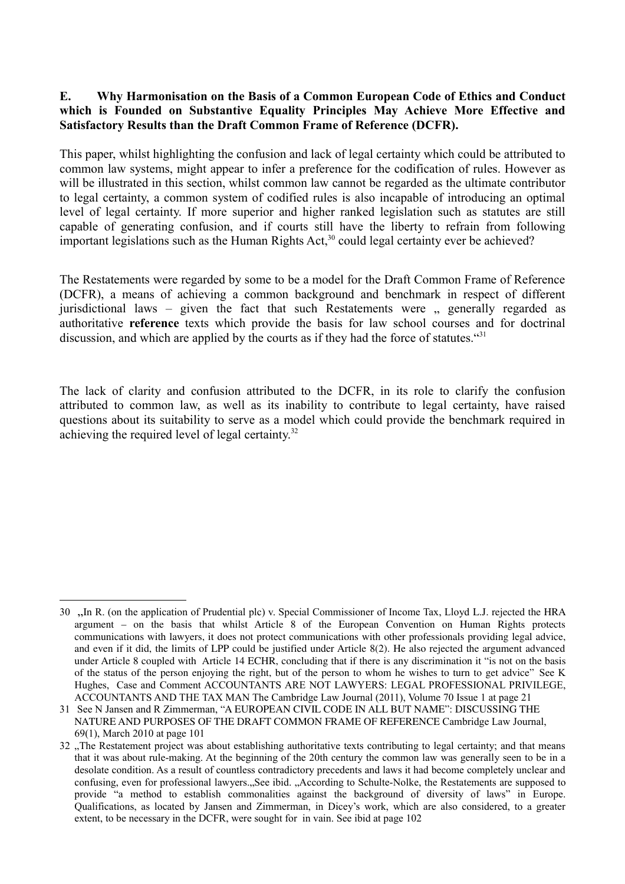**E. Why Harmonisation on the Basis of a Common European Code of Ethics and Conduct which is Founded on Substantive Equality Principles May Achieve More Effective and Satisfactory Results than the Draft Common Frame of Reference (DCFR).**

This paper, whilst highlighting the confusion and lack of legal certainty which could be attributed to common law systems, might appear to infer a preference for the codification of rules. However as will be illustrated in this section, whilst common law cannot be regarded as the ultimate contributor to legal certainty, a common system of codified rules is also incapable of introducing an optimal level of legal certainty. If more superior and higher ranked legislation such as statutes are still capable of generating confusion, and if courts still have the liberty to refrain from following important legislations such as the Human Rights Act,[30] could legal certainty ever be achieved?

The Restatements were regarded by some to be a model for the Draft Common Frame of Reference (DCFR), a means of achieving a common background and benchmark in respect of different jurisdictional laws – given the fact that such Restatements were „ generally regarded as authoritative **reference** texts which provide the basis for law school courses and for doctrinal discussion, and which are applied by the courts as if they had the force of statutes.“[31]

The lack of clarity and confusion attributed to the DCFR, in its role to clarify the confusion attributed to common law, as well as its inability to contribute to legal certainty, have raised questions about its suitability to serve as a model which could provide the benchmark required in achieving the required level of legal certainty.[32]

---

30 „In R. (on the application of Prudential plc) v. Special Commissioner of Income Tax, Lloyd L.J. rejected the HRA argument – on the basis that whilst Article 8 of the European Convention on Human Rights protects communications with lawyers, it does not protect communications with other professionals providing legal advice, and even if it did, the limits of LPP could be justified under Article 8(2). He also rejected the argument advanced under Article 8 coupled with Article 14 ECHR, concluding that if there is any discrimination it "is not on the basis of the status of the person enjoying the right, but of the person to whom he wishes to turn to get advice" See K Hughes, Case and Comment ACCOUNTANTS ARE NOT LAWYERS: LEGAL PROFESSIONAL PRIVILEGE, ACCOUNTANTS AND THE TAX MAN The Cambridge Law Journal (2011), Volume 70 Issue 1 at page 21

31 See N Jansen and R Zimmerman, "A EUROPEAN CIVIL CODE IN ALL BUT NAME": DISCUSSING THE NATURE AND PURPOSES OF THE DRAFT COMMON FRAME OF REFERENCE Cambridge Law Journal, 69(1), March 2010 at page 101

32 „The Restatement project was about establishing authoritative texts contributing to legal certainty; and that means that it was about rule-making. At the beginning of the 20th century the common law was generally seen to be in a desolate condition. As a result of countless contradictory precedents and laws it had become completely unclear and confusing, even for professional lawyers.„See ibid. „According to Schulte-Nolke, the Restatements are supposed to provide "a method to establish commonalities against the background of diversity of laws" in Europe. Qualifications, as located by Jansen and Zimmerman, in Dicey's work, which are also considered, to a greater extent, to be necessary in the DCFR, were sought for in vain. See ibid at page 102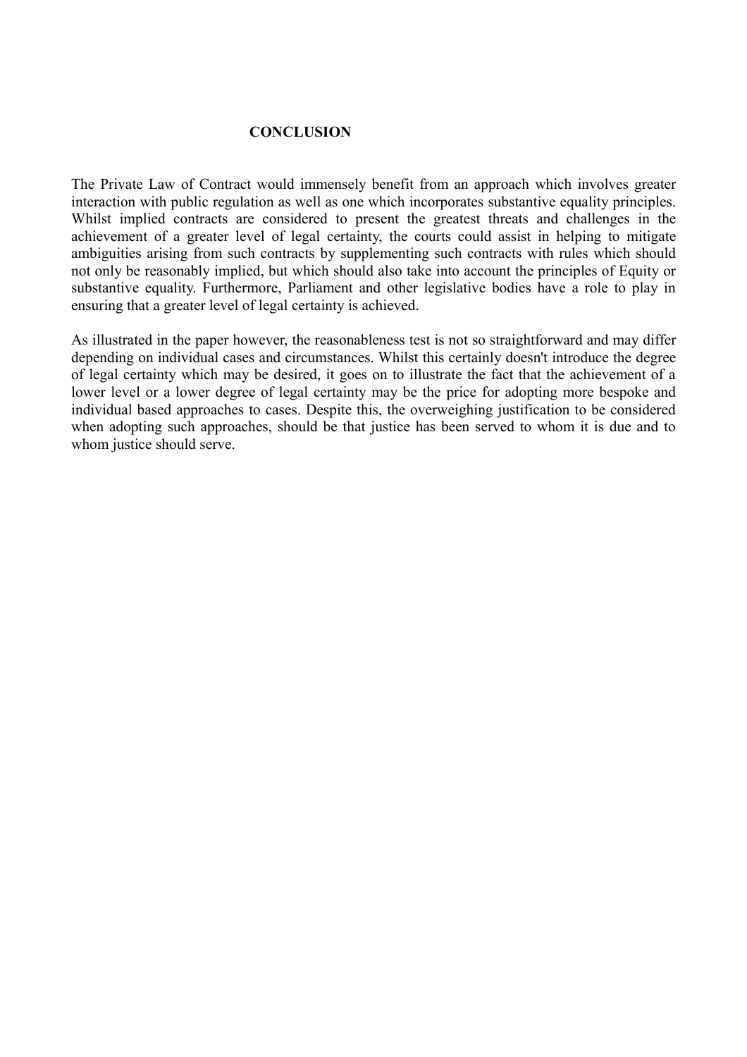## CONCLUSION

The Private Law of Contract would immensely benefit from an approach which involves greater interaction with public regulation as well as one which incorporates substantive equality principles. Whilst implied contracts are considered to present the greatest threats and challenges in the achievement of a greater level of legal certainty, the courts could assist in helping to mitigate ambiguities arising from such contracts by supplementing such contracts with rules which should not only be reasonably implied, but which should also take into account the principles of Equity or substantive equality. Furthermore, Parliament and other legislative bodies have a role to play in ensuring that a greater level of legal certainty is achieved.

As illustrated in the paper however, the reasonableness test is not so straightforward and may differ depending on individual cases and circumstances. Whilst this certainly doesn't introduce the degree of legal certainty which may be desired, it goes on to illustrate the fact that the achievement of a lower level or a lower degree of legal certainty may be the price for adopting more bespoke and individual based approaches to cases. Despite this, the overweighing justification to be considered when adopting such approaches, should be that justice has been served to whom it is due and to whom justice should serve.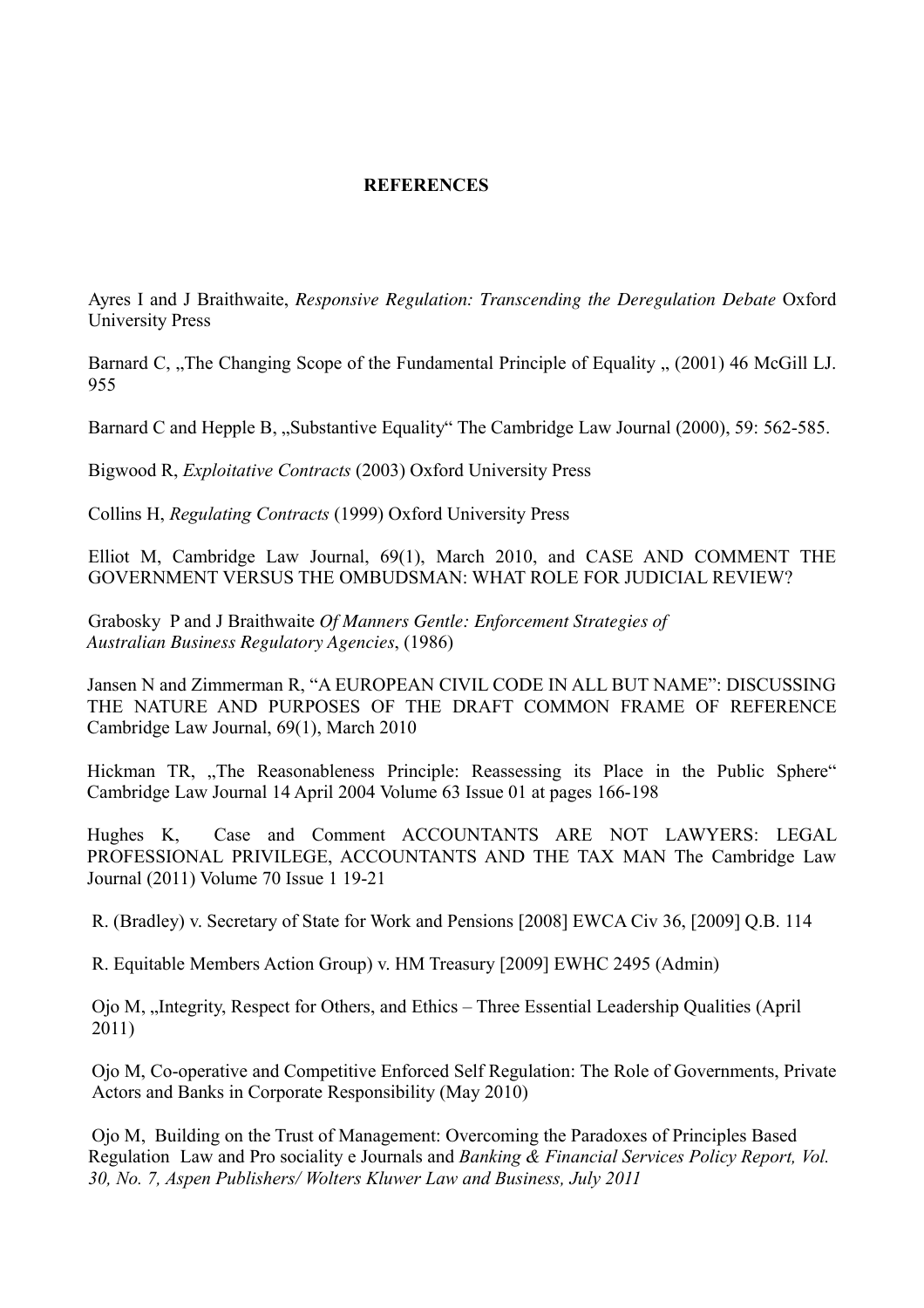**REFERENCES**

Ayres I and J Braithwaite, *Responsive Regulation: Transcending the Deregulation Debate* Oxford University Press

Barnard C, „The Changing Scope of the Fundamental Principle of Equality „ (2001) 46 McGill LJ. 955

Barnard C and Hepple B, „Substantive Equality" The Cambridge Law Journal (2000), 59: 562-585.

Bigwood R, *Exploitative Contracts* (2003) Oxford University Press

Collins H, *Regulating Contracts* (1999) Oxford University Press

Elliot M, Cambridge Law Journal, 69(1), March 2010, and CASE AND COMMENT THE GOVERNMENT VERSUS THE OMBUDSMAN: WHAT ROLE FOR JUDICIAL REVIEW?

Grabosky P and J Braithwaite *Of Manners Gentle: Enforcement Strategies of Australian Business Regulatory Agencies*, (1986)

Jansen N and Zimmerman R, "A EUROPEAN CIVIL CODE IN ALL BUT NAME": DISCUSSING THE NATURE AND PURPOSES OF THE DRAFT COMMON FRAME OF REFERENCE Cambridge Law Journal, 69(1), March 2010

Hickman TR, „The Reasonableness Principle: Reassessing its Place in the Public Sphere" Cambridge Law Journal 14 April 2004 Volume 63 Issue 01 at pages 166-198

Hughes K, Case and Comment ACCOUNTANTS ARE NOT LAWYERS: LEGAL PROFESSIONAL PRIVILEGE, ACCOUNTANTS AND THE TAX MAN The Cambridge Law Journal (2011) Volume 70 Issue 1 19-21

R. (Bradley) v. Secretary of State for Work and Pensions [2008] EWCA Civ 36, [2009] Q.B. 114

R. Equitable Members Action Group) v. HM Treasury [2009] EWHC 2495 (Admin)

Ojo M, „Integrity, Respect for Others, and Ethics – Three Essential Leadership Qualities (April 2011)

Ojo M, Co-operative and Competitive Enforced Self Regulation: The Role of Governments, Private Actors and Banks in Corporate Responsibility (May 2010)

Ojo M, Building on the Trust of Management: Overcoming the Paradoxes of Principles Based Regulation Law and Pro sociality e Journals and *Banking & Financial Services Policy Report, Vol. 30, No. 7, Aspen Publishers/ Wolters Kluwer Law and Business, July 2011*